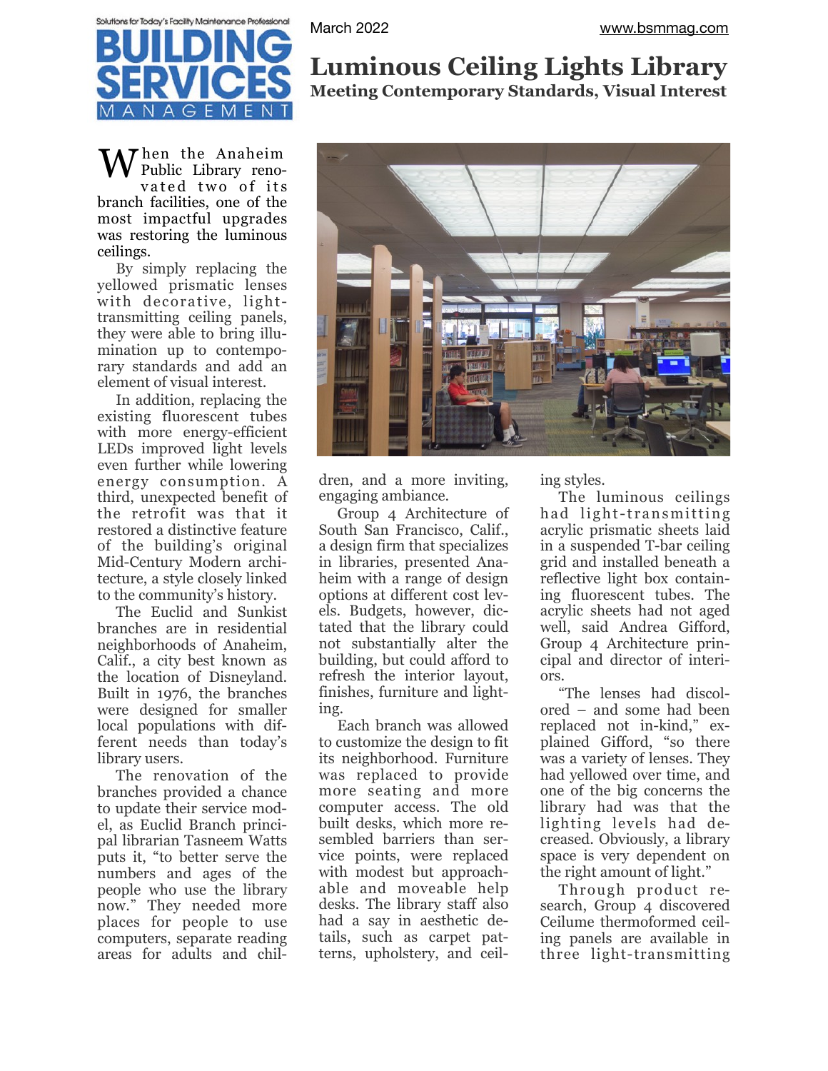# Luminous Ceiling Lights Library

## Meeting Contemporary Standards, Visual Interest

When the Anaheim Public Library renovated two of its branch facilities, one of the most impactful upgrades was restoring the luminous ceilings.

By simply replacing the yellowed prismatic lenses with decorative, light-transmitting ceiling panels, they were able to bring illumination up to contemporary standards and add an element of visual interest.

In addition, replacing the existing fluorescent tubes with more energy-efficient LEDs improved light levels even further while lowering energy consumption. A third, unexpected benefit of the retrofit was that it restored a distinctive feature of the building's original Mid-Century Modern architecture, a style closely linked to the community's history.

The Euclid and Sunkist branches are in residential neighborhoods of Anaheim, Calif., a city best known as the location of Disneyland. Built in 1976, the branches were designed for smaller local populations with different needs than today's library users.

The renovation of the branches provided a chance to update their service model, as Euclid Branch principal librarian Tasneem Watts puts it, "to better serve the numbers and ages of the people who use the library now." They needed more places for people to use computers, separate reading areas for adults and children, and a more inviting, engaging ambiance.

Group 4 Architecture of South San Francisco, Calif., a design firm that specializes in libraries, presented Anaheim with a range of design options at different cost levels. Budgets, however, dictated that the library could not substantially alter the building, but could afford to refresh the interior layout, finishes, furniture and lighting.

Each branch was allowed to customize the design to fit its neighborhood. Furniture was replaced to provide more seating and more computer access. The old built desks, which more resembled barriers than service points, were replaced with modest but approachable and moveable help desks. The library staff also had a say in aesthetic details, such as carpet patterns, upholstery, and ceiling styles.

The luminous ceilings had light-transmitting acrylic prismatic sheets laid in a suspended T-bar ceiling grid and installed beneath a reflective light box containing fluorescent tubes. The acrylic sheets had not aged well, said Andrea Gifford, Group 4 Architecture principal and director of interiors.

"The lenses had discolored – and some had been replaced not in-kind," explained Gifford, "so there was a variety of lenses. They had yellowed over time, and one of the big concerns the library had was that the lighting levels had decreased. Obviously, a library space is very dependent on the right amount of light."

Through product research, Group 4 discovered Ceilume thermoformed ceiling panels are available in three light-transmitting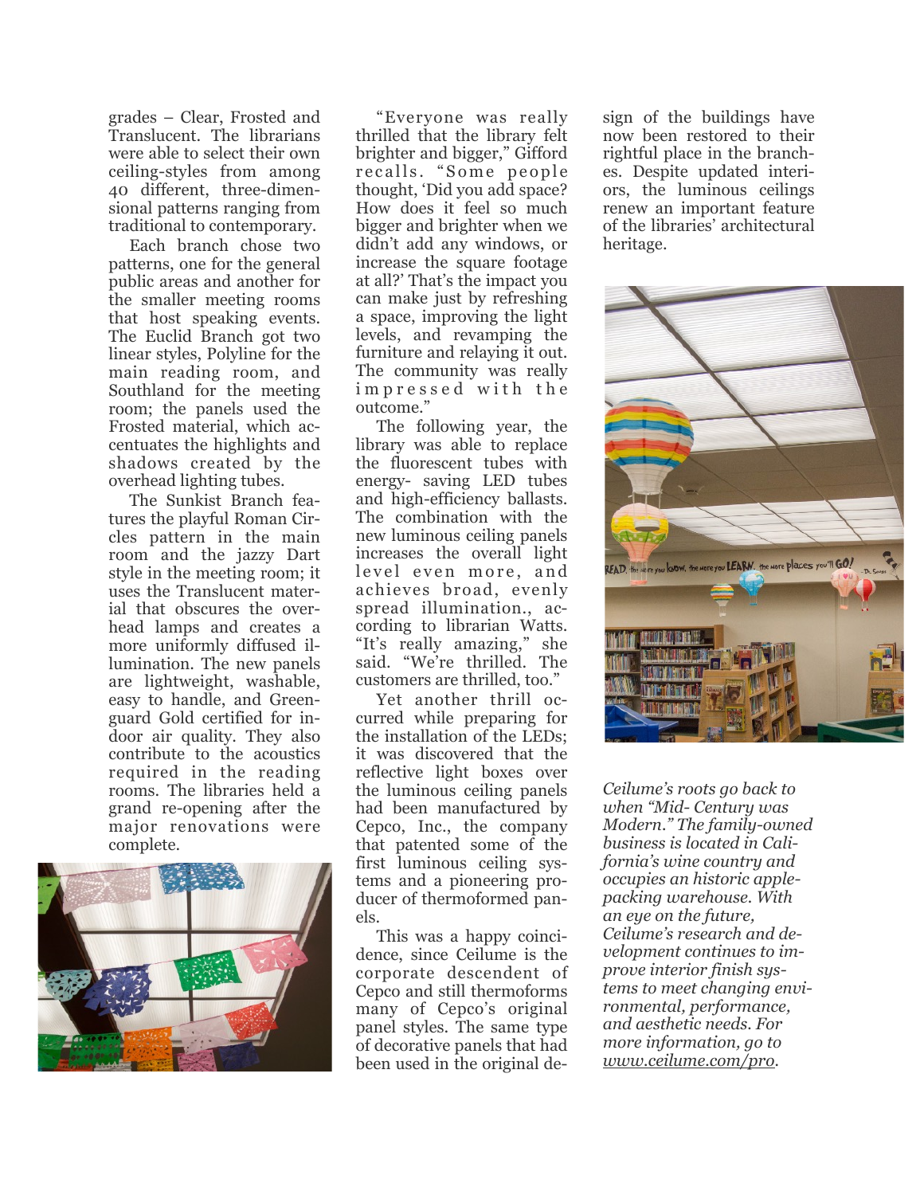grades – Clear, Frosted and Translucent. The librarians were able to select their own ceiling-styles from among 40 different, three-dimensional patterns ranging from traditional to contemporary.

Each branch chose two patterns, one for the general public areas and another for the smaller meeting rooms that host speaking events. The Euclid Branch got two linear styles, Polyline for the main reading room, and Southland for the meeting room; the panels used the Frosted material, which accentuates the highlights and shadows created by the overhead lighting tubes.

The Sunkist Branch features the playful Roman Circles pattern in the main room and the jazzy Dart style in the meeting room; it uses the Translucent material that obscures the overhead lamps and creates a more uniformly diffused illumination. The new panels are lightweight, washable, easy to handle, and Greenguard Gold certified for indoor air quality. They also contribute to the acoustics required in the reading rooms. The libraries held a grand re-opening after the major renovations were complete.

"Everyone was really thrilled that the library felt brighter and bigger," Gifford recalls. "Some people thought, 'Did you add space? How does it feel so much bigger and brighter when we didn't add any windows, or increase the square footage at all?' That's the impact you can make just by refreshing a space, improving the light levels, and revamping the furniture and relaying it out. The community was really impressed with the outcome."

The following year, the library was able to replace the fluorescent tubes with energy- saving LED tubes and high-efficiency ballasts. The combination with the new luminous ceiling panels increases the overall light level even more, and achieves broad, evenly spread illumination., according to librarian Watts. "It's really amazing," she said. "We're thrilled. The customers are thrilled, too."

Yet another thrill occurred while preparing for the installation of the LEDs; it was discovered that the reflective light boxes over the luminous ceiling panels had been manufactured by Cepco, Inc., the company that patented some of the first luminous ceiling systems and a pioneering producer of thermoformed panels.

This was a happy coincidence, since Ceilume is the corporate descendent of Cepco and still thermoforms many of Cepco's original panel styles. The same type of decorative panels that had been used in the original design of the buildings have now been restored to their rightful place in the branches. Despite updated interiors, the luminous ceilings renew an important feature of the libraries' architectural heritage.

*Ceilume's roots go back to when "Mid- Century was Modern." The family-owned business is located in California's wine country and occupies an historic apple-packing warehouse. With an eye on the future, Ceilume's research and development continues to improve interior finish systems to meet changing environmental, performance, and aesthetic needs. For more information, go to www.ceilume.com/pro.*